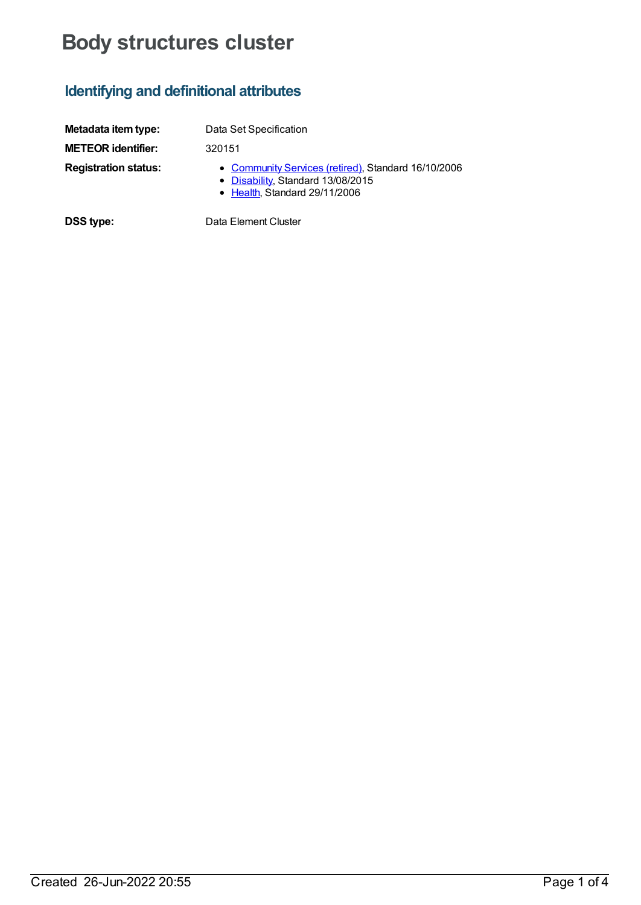# Body structures cluster

## Identifying and definitional attributes

**Metadata item type:** Data Set Specification

**METEOR identifier:** 320151

**Registration status:**
- Community Services (retired), Standard 16/10/2006
- Disability, Standard 13/08/2015
- Health, Standard 29/11/2006

**DSS type:** Data Element Cluster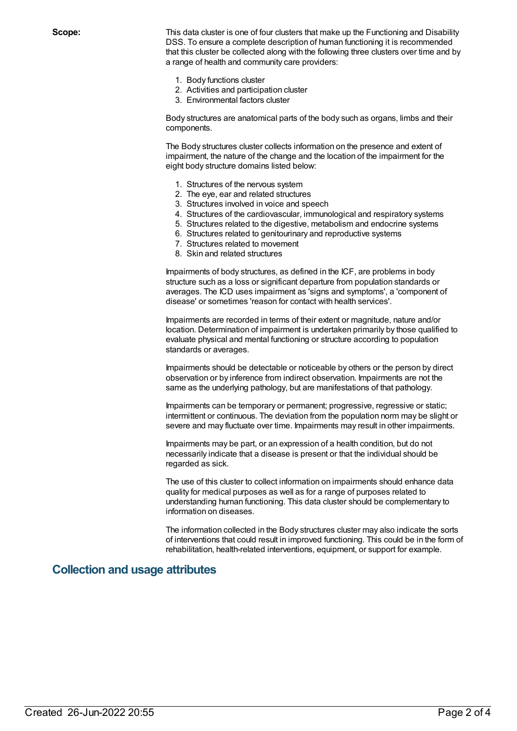**Scope:**

This data cluster is one of four clusters that make up the Functioning and Disability DSS. To ensure a complete description of human functioning it is recommended that this cluster be collected along with the following three clusters over time and by a range of health and community care providers:

1. Body functions cluster
2. Activities and participation cluster
3. Environmental factors cluster

Body structures are anatomical parts of the body such as organs, limbs and their components.

The Body structures cluster collects information on the presence and extent of impairment, the nature of the change and the location of the impairment for the eight body structure domains listed below:

1. Structures of the nervous system
2. The eye, ear and related structures
3. Structures involved in voice and speech
4. Structures of the cardiovascular, immunological and respiratory systems
5. Structures related to the digestive, metabolism and endocrine systems
6. Structures related to genitourinary and reproductive systems
7. Structures related to movement
8. Skin and related structures

Impairments of body structures, as defined in the ICF, are problems in body structure such as a loss or significant departure from population standards or averages. The ICD uses impairment as 'signs and symptoms', a 'component of disease' or sometimes 'reason for contact with health services'.

Impairments are recorded in terms of their extent or magnitude, nature and/or location. Determination of impairment is undertaken primarily by those qualified to evaluate physical and mental functioning or structure according to population standards or averages.

Impairments should be detectable or noticeable by others or the person by direct observation or by inference from indirect observation. Impairments are not the same as the underlying pathology, but are manifestations of that pathology.

Impairments can be temporary or permanent; progressive, regressive or static; intermittent or continuous. The deviation from the population norm may be slight or severe and may fluctuate over time. Impairments may result in other impairments.

Impairments may be part, or an expression of a health condition, but do not necessarily indicate that a disease is present or that the individual should be regarded as sick.

The use of this cluster to collect information on impairments should enhance data quality for medical purposes as well as for a range of purposes related to understanding human functioning. This data cluster should be complementary to information on diseases.

The information collected in the Body structures cluster may also indicate the sorts of interventions that could result in improved functioning. This could be in the form of rehabilitation, health-related interventions, equipment, or support for example.

## Collection and usage attributes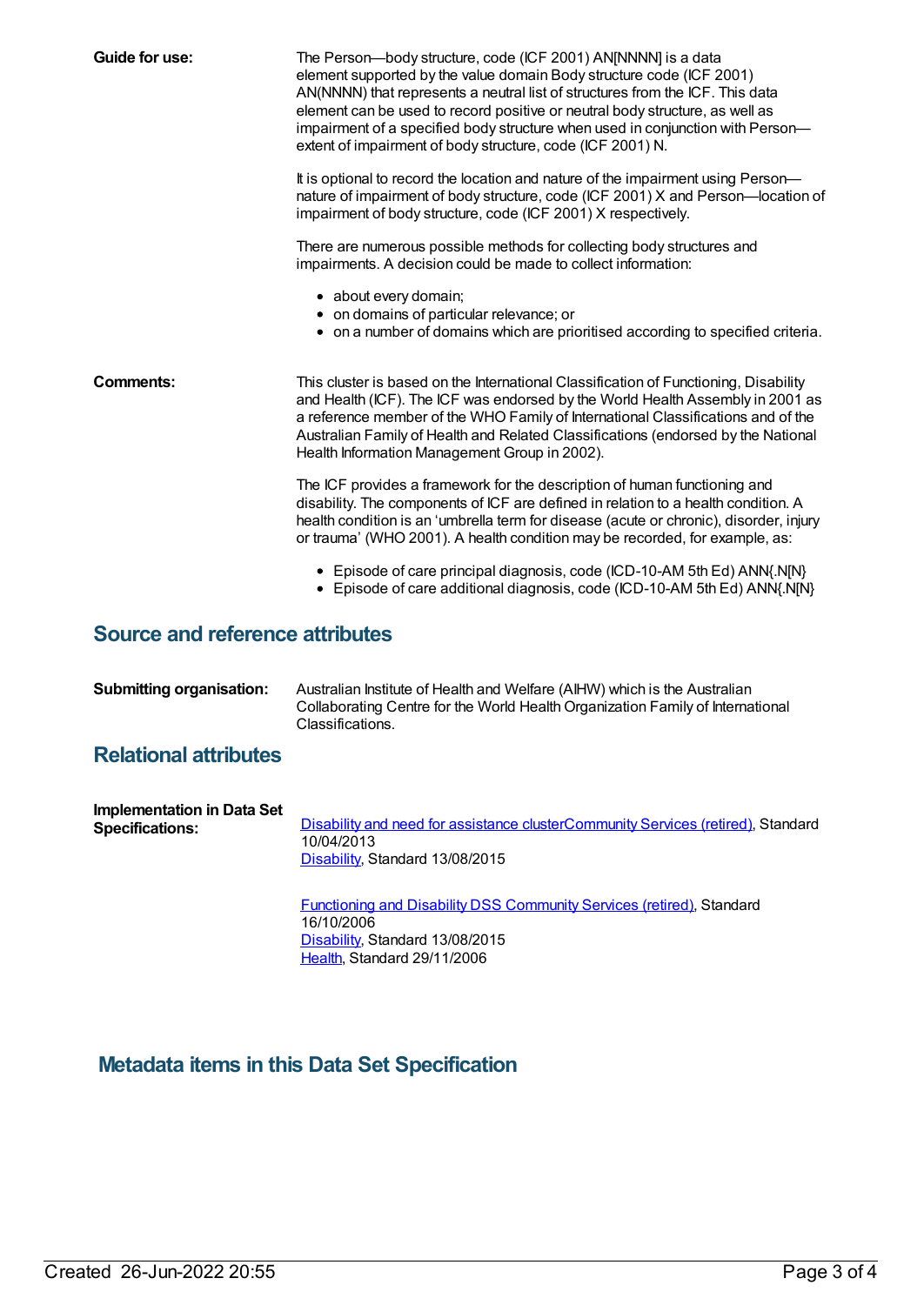**Guide for use:**

The Person—body structure, code (ICF 2001) AN[NNNN] is a data element supported by the value domain Body structure code (ICF 2001) AN(NNNN) that represents a neutral list of structures from the ICF. This data element can be used to record positive or neutral body structure, as well as impairment of a specified body structure when used in conjunction with Person—extent of impairment of body structure, code (ICF 2001) N.

It is optional to record the location and nature of the impairment using Person—nature of impairment of body structure, code (ICF 2001) X and Person—location of impairment of body structure, code (ICF 2001) X respectively.

There are numerous possible methods for collecting body structures and impairments. A decision could be made to collect information:

- about every domain;
- on domains of particular relevance; or
- on a number of domains which are prioritised according to specified criteria.

**Comments:**

This cluster is based on the International Classification of Functioning, Disability and Health (ICF). The ICF was endorsed by the World Health Assembly in 2001 as a reference member of the WHO Family of International Classifications and of the Australian Family of Health and Related Classifications (endorsed by the National Health Information Management Group in 2002).

The ICF provides a framework for the description of human functioning and disability. The components of ICF are defined in relation to a health condition. A health condition is an 'umbrella term for disease (acute or chronic), disorder, injury or trauma' (WHO 2001). A health condition may be recorded, for example, as:

- Episode of care principal diagnosis, code (ICD-10-AM 5th Ed) ANN{.N[N}
- Episode of care additional diagnosis, code (ICD-10-AM 5th Ed) ANN{.N[N}

## Source and reference attributes

**Submitting organisation:** Australian Institute of Health and Welfare (AIHW) which is the Australian Collaborating Centre for the World Health Organization Family of International Classifications.

## Relational attributes

**Implementation in Data Set Specifications:**

Disability and need for assistance clusterCommunity Services (retired), Standard 10/04/2013
Disability, Standard 13/08/2015

Functioning and Disability DSS Community Services (retired), Standard 16/10/2006
Disability, Standard 13/08/2015
Health, Standard 29/11/2006

## Metadata items in this Data Set Specification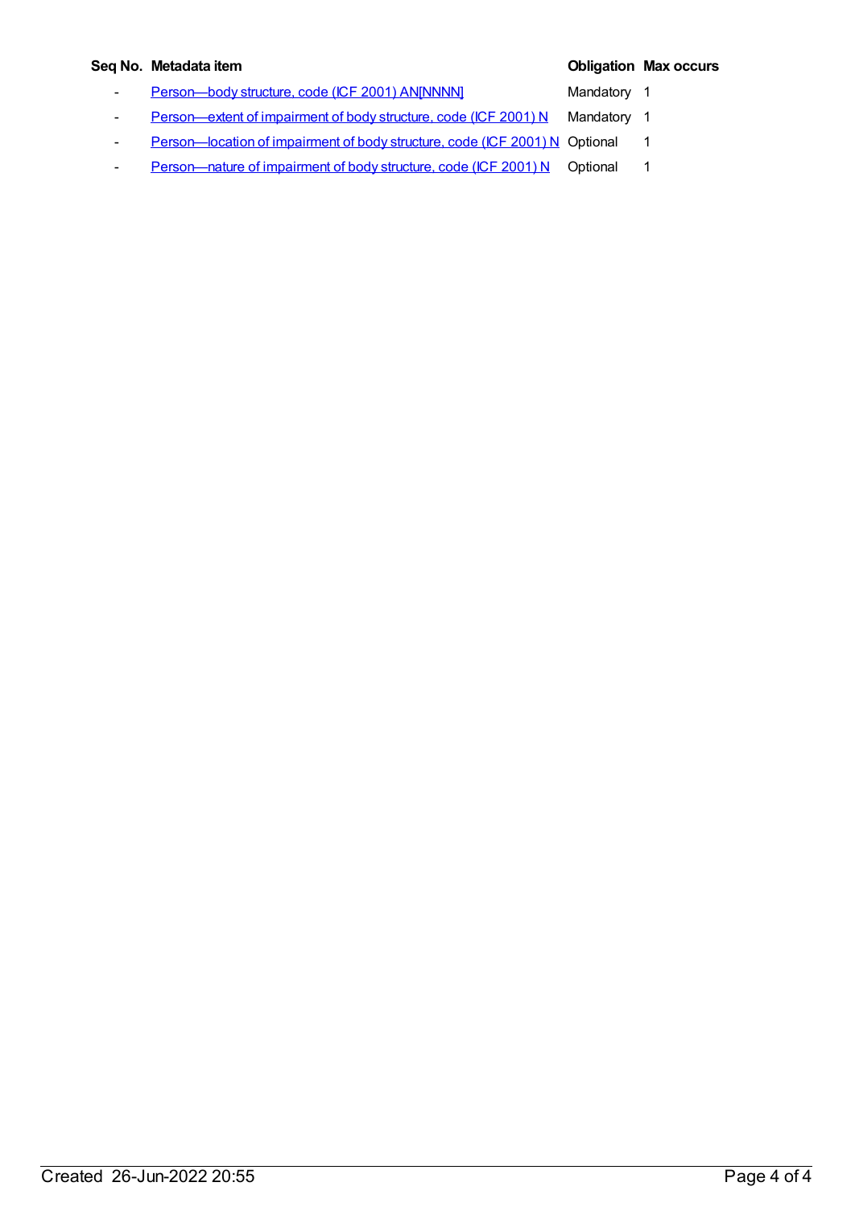| Seq No. | Metadata item | Obligation | Max occurs |
| --- | --- | --- | --- |
| - | Person—body structure, code (ICF 2001) AN[NNNN] | Mandatory | 1 |
| - | Person—extent of impairment of body structure, code (ICF 2001) N | Mandatory | 1 |
| - | Person—location of impairment of body structure, code (ICF 2001) N | Optional | 1 |
| - | Person—nature of impairment of body structure, code (ICF 2001) N | Optional | 1 |

Created 26-Jun-2022 20:55